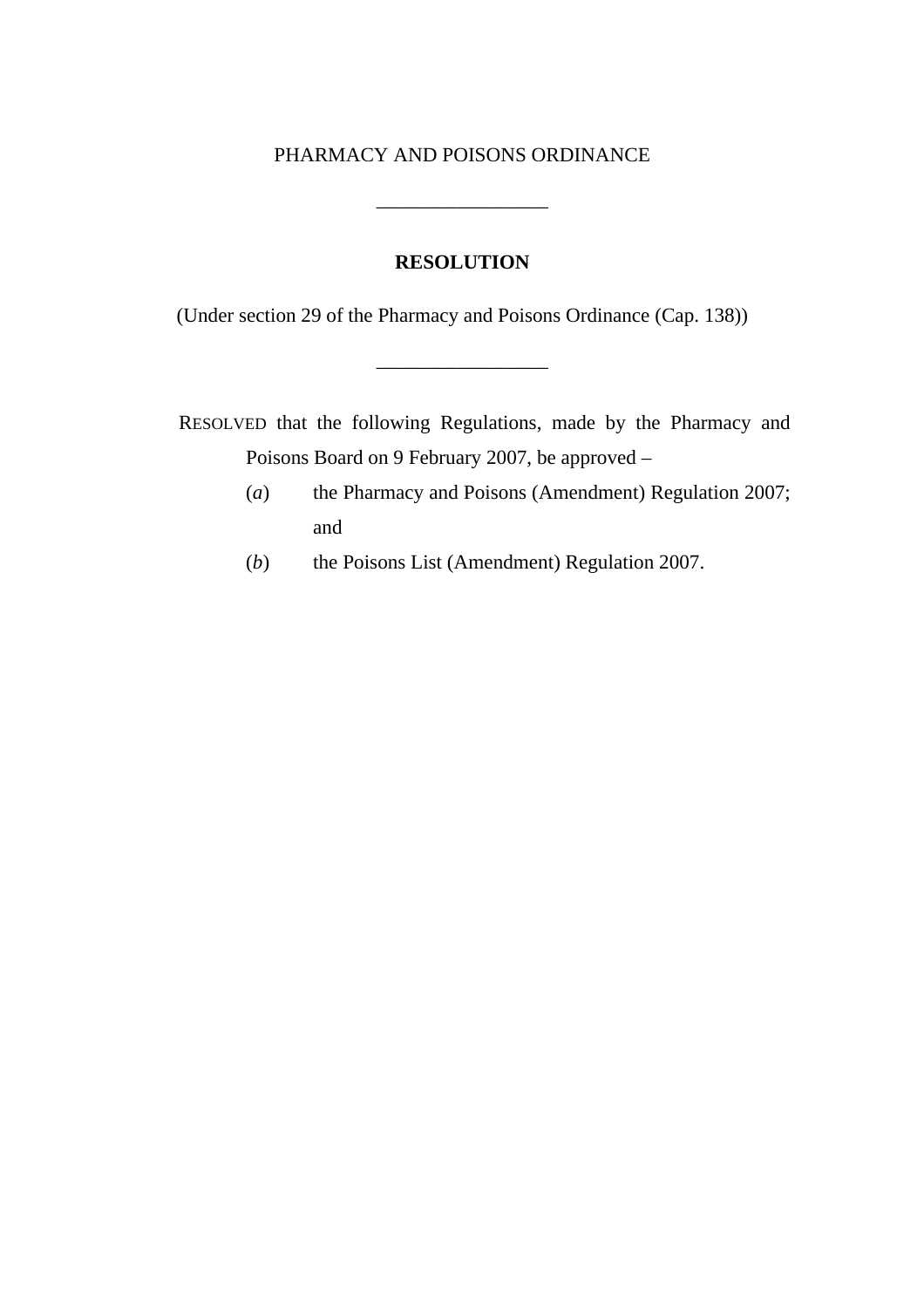PHARMACY AND POISONS ORDINANCE

---

**RESOLUTION**

(Under section 29 of the Pharmacy and Poisons Ordinance (Cap. 138))

---

RESOLVED that the following Regulations, made by the Pharmacy and Poisons Board on 9 February 2007, be approved –

(*a*) the Pharmacy and Poisons (Amendment) Regulation 2007; and

(*b*) the Poisons List (Amendment) Regulation 2007.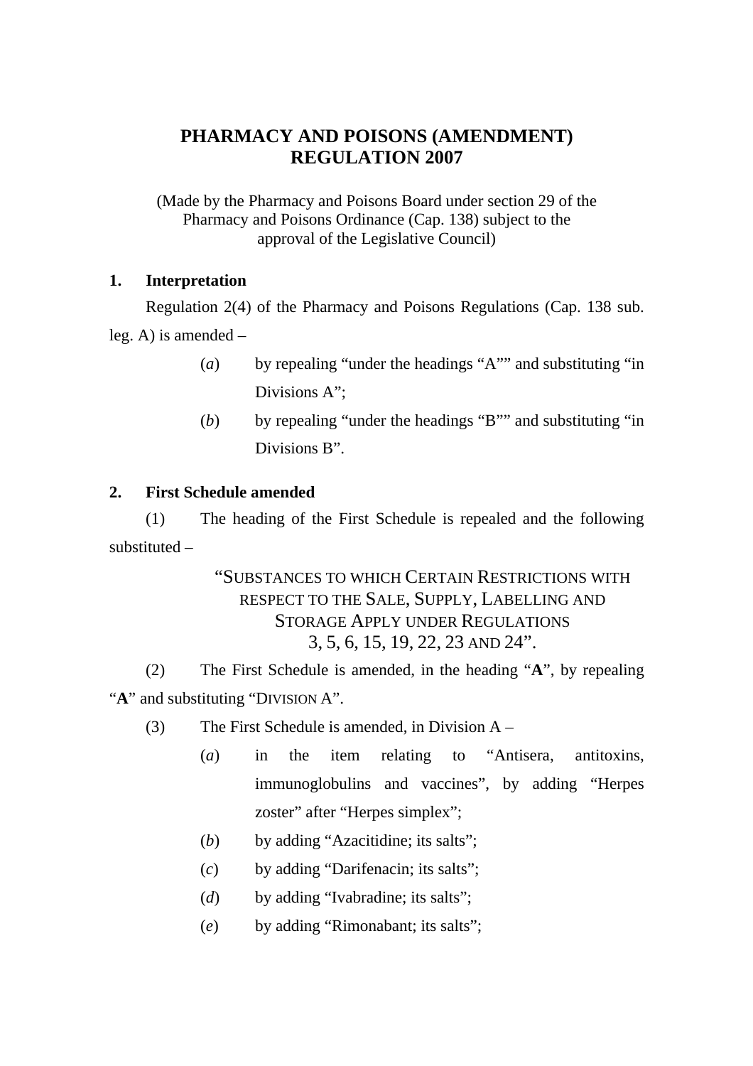# PHARMACY AND POISONS (AMENDMENT) REGULATION 2007

(Made by the Pharmacy and Poisons Board under section 29 of the Pharmacy and Poisons Ordinance (Cap. 138) subject to the approval of the Legislative Council)

**1. Interpretation**

Regulation 2(4) of the Pharmacy and Poisons Regulations (Cap. 138 sub. leg. A) is amended –

(*a*) by repealing "under the headings "A"" and substituting "in Divisions A";

(*b*) by repealing "under the headings "B"" and substituting "in Divisions B".

**2. First Schedule amended**

(1) The heading of the First Schedule is repealed and the following substituted –

"SUBSTANCES TO WHICH CERTAIN RESTRICTIONS WITH RESPECT TO THE SALE, SUPPLY, LABELLING AND STORAGE APPLY UNDER REGULATIONS 3, 5, 6, 15, 19, 22, 23 AND 24".

(2) The First Schedule is amended, in the heading "**A**", by repealing "**A**" and substituting "DIVISION A".

(3) The First Schedule is amended, in Division A –

(*a*) in the item relating to "Antisera, antitoxins, immunoglobulins and vaccines", by adding "Herpes zoster" after "Herpes simplex";

(*b*) by adding "Azacitidine; its salts";

(*c*) by adding "Darifenacin; its salts";

(*d*) by adding "Ivabradine; its salts";

(*e*) by adding "Rimonabant; its salts";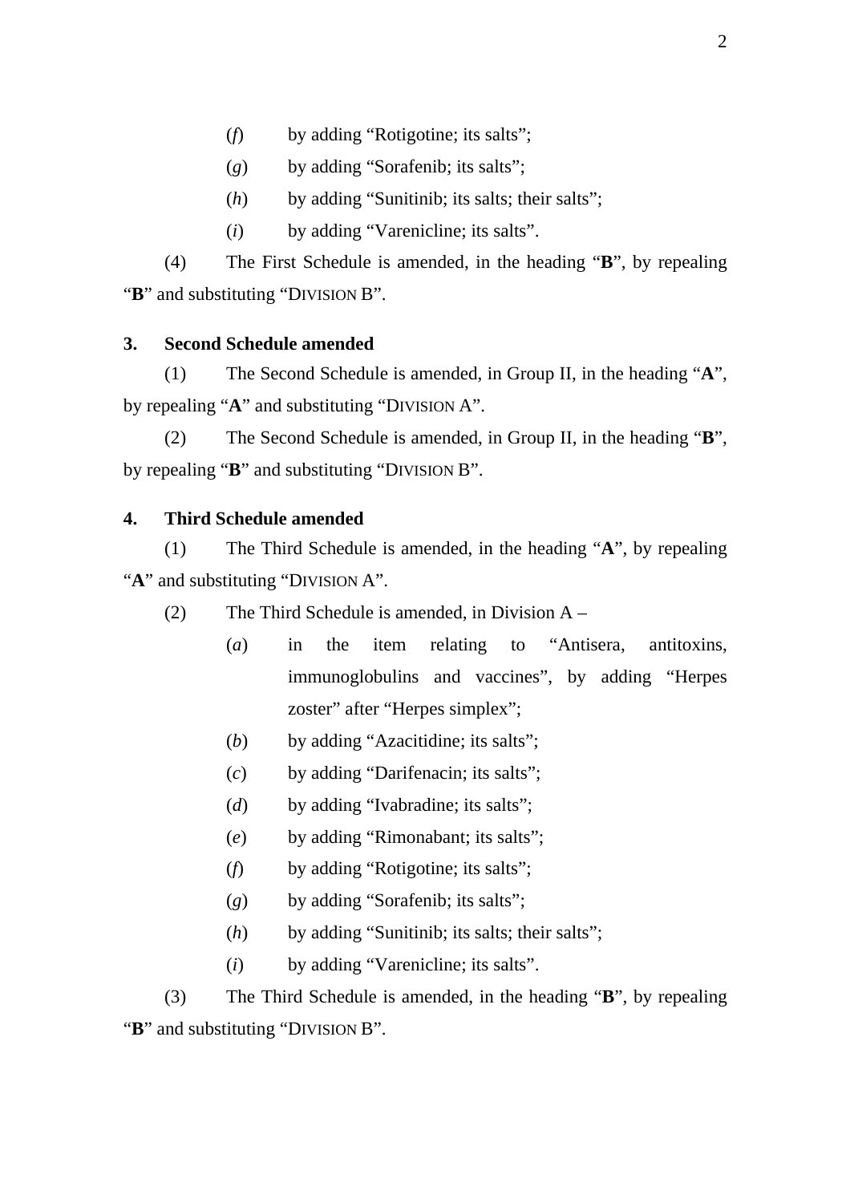(*f*) by adding "Rotigotine; its salts";

(*g*) by adding "Sorafenib; its salts";

(*h*) by adding "Sunitinib; its salts; their salts";

(*i*) by adding "Varenicline; its salts".

(4) The First Schedule is amended, in the heading "**B**", by repealing "**B**" and substituting "DIVISION B".

**3. Second Schedule amended**

(1) The Second Schedule is amended, in Group II, in the heading "**A**", by repealing "**A**" and substituting "DIVISION A".

(2) The Second Schedule is amended, in Group II, in the heading "**B**", by repealing "**B**" and substituting "DIVISION B".

**4. Third Schedule amended**

(1) The Third Schedule is amended, in the heading "**A**", by repealing "**A**" and substituting "DIVISION A".

(2) The Third Schedule is amended, in Division A –

(*a*) in the item relating to "Antisera, antitoxins, immunoglobulins and vaccines", by adding "Herpes zoster" after "Herpes simplex";

(*b*) by adding "Azacitidine; its salts";

(*c*) by adding "Darifenacin; its salts";

(*d*) by adding "Ivabradine; its salts";

(*e*) by adding "Rimonabant; its salts";

(*f*) by adding "Rotigotine; its salts";

(*g*) by adding "Sorafenib; its salts";

(*h*) by adding "Sunitinib; its salts; their salts";

(*i*) by adding "Varenicline; its salts".

(3) The Third Schedule is amended, in the heading "**B**", by repealing "**B**" and substituting "DIVISION B".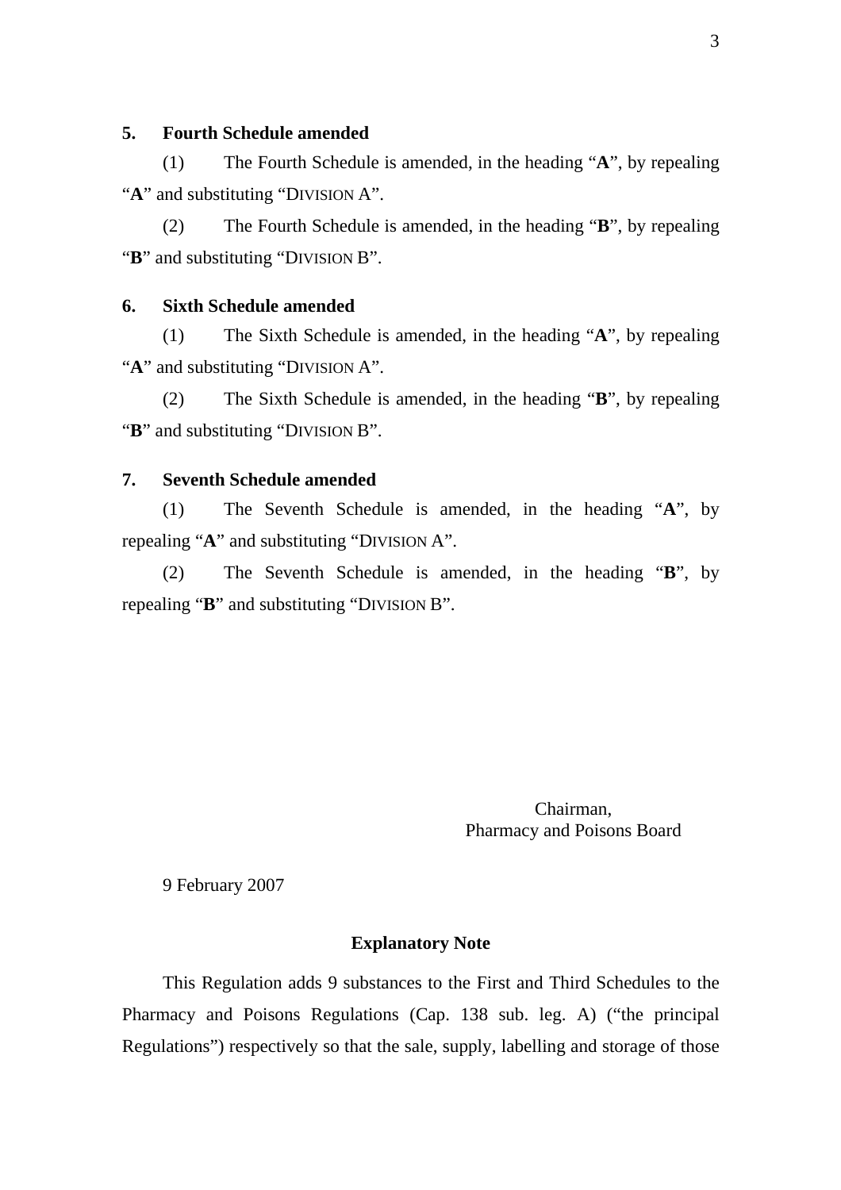**5. Fourth Schedule amended**

(1) The Fourth Schedule is amended, in the heading "**A**", by repealing "**A**" and substituting "DIVISION A".

(2) The Fourth Schedule is amended, in the heading "**B**", by repealing "**B**" and substituting "DIVISION B".

**6. Sixth Schedule amended**

(1) The Sixth Schedule is amended, in the heading "**A**", by repealing "**A**" and substituting "DIVISION A".

(2) The Sixth Schedule is amended, in the heading "**B**", by repealing "**B**" and substituting "DIVISION B".

**7. Seventh Schedule amended**

(1) The Seventh Schedule is amended, in the heading "**A**", by repealing "**A**" and substituting "DIVISION A".

(2) The Seventh Schedule is amended, in the heading "**B**", by repealing "**B**" and substituting "DIVISION B".

Chairman,
Pharmacy and Poisons Board

9 February 2007

**Explanatory Note**

This Regulation adds 9 substances to the First and Third Schedules to the Pharmacy and Poisons Regulations (Cap. 138 sub. leg. A) ("the principal Regulations") respectively so that the sale, supply, labelling and storage of those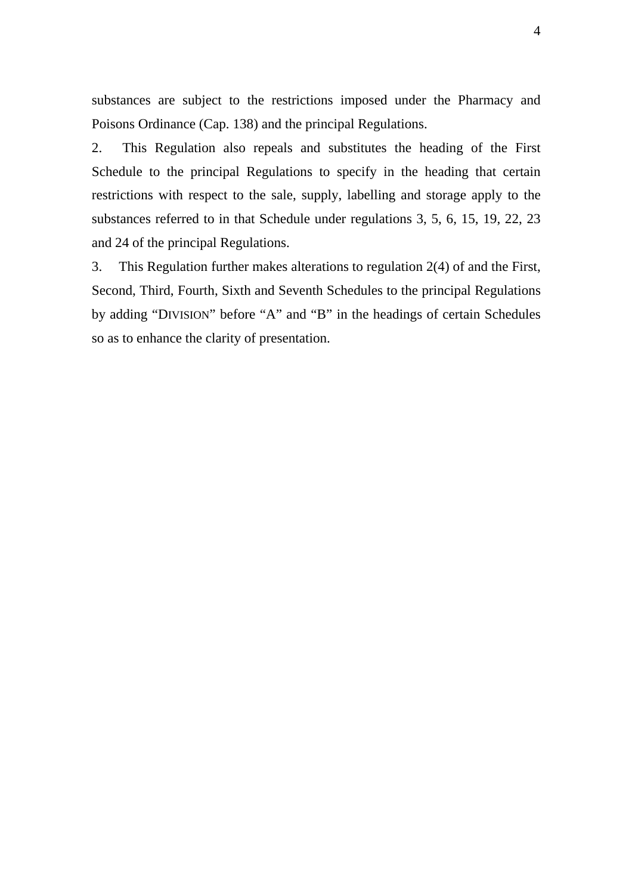substances are subject to the restrictions imposed under the Pharmacy and Poisons Ordinance (Cap. 138) and the principal Regulations.

2. This Regulation also repeals and substitutes the heading of the First Schedule to the principal Regulations to specify in the heading that certain restrictions with respect to the sale, supply, labelling and storage apply to the substances referred to in that Schedule under regulations 3, 5, 6, 15, 19, 22, 23 and 24 of the principal Regulations.

3. This Regulation further makes alterations to regulation 2(4) of and the First, Second, Third, Fourth, Sixth and Seventh Schedules to the principal Regulations by adding "DIVISION" before "A" and "B" in the headings of certain Schedules so as to enhance the clarity of presentation.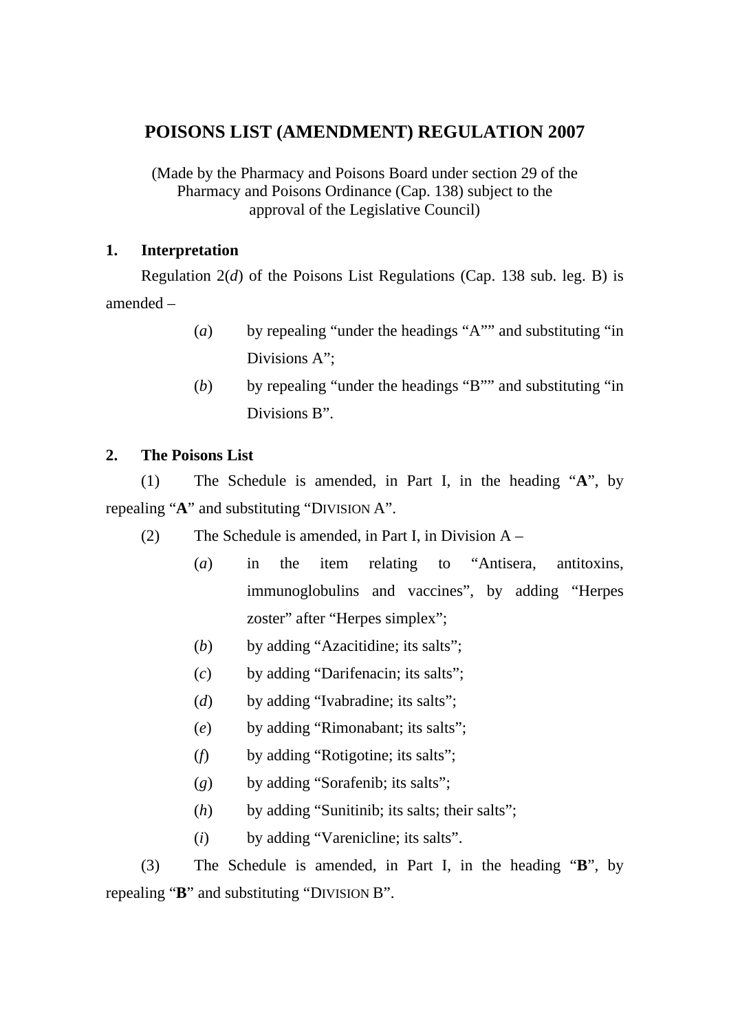# POISONS LIST (AMENDMENT) REGULATION 2007

(Made by the Pharmacy and Poisons Board under section 29 of the Pharmacy and Poisons Ordinance (Cap. 138) subject to the approval of the Legislative Council)

**1. Interpretation**

Regulation 2(*d*) of the Poisons List Regulations (Cap. 138 sub. leg. B) is amended –

(*a*) by repealing "under the headings "A"" and substituting "in Divisions A";

(*b*) by repealing "under the headings "B"" and substituting "in Divisions B".

**2. The Poisons List**

(1) The Schedule is amended, in Part I, in the heading "**A**", by repealing "**A**" and substituting "DIVISION A".

(2) The Schedule is amended, in Part I, in Division A –

(*a*) in the item relating to "Antisera, antitoxins, immunoglobulins and vaccines", by adding "Herpes zoster" after "Herpes simplex";

(*b*) by adding "Azacitidine; its salts";

(*c*) by adding "Darifenacin; its salts";

(*d*) by adding "Ivabradine; its salts";

(*e*) by adding "Rimonabant; its salts";

(*f*) by adding "Rotigotine; its salts";

(*g*) by adding "Sorafenib; its salts";

(*h*) by adding "Sunitinib; its salts; their salts";

(*i*) by adding "Varenicline; its salts".

(3) The Schedule is amended, in Part I, in the heading "**B**", by repealing "**B**" and substituting "DIVISION B".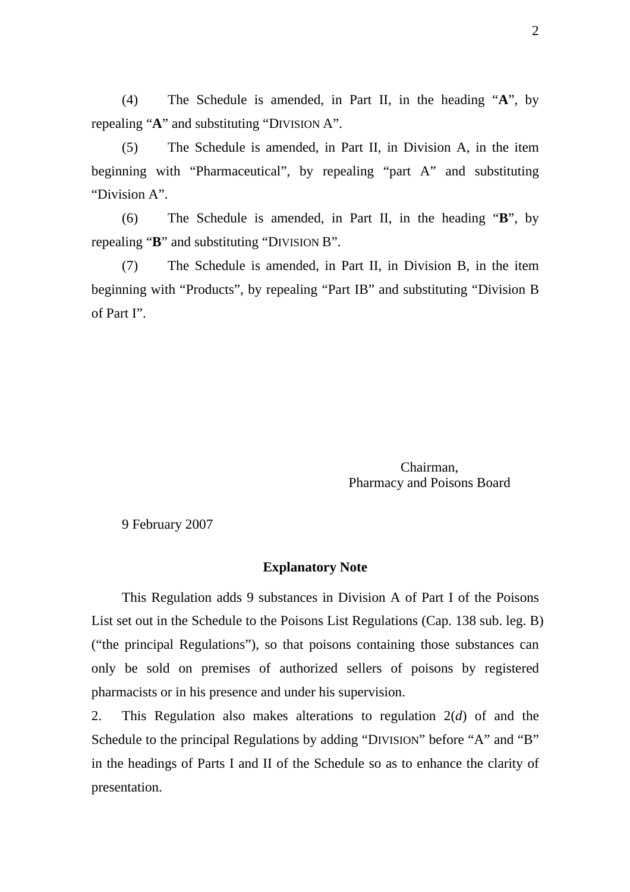(4) The Schedule is amended, in Part II, in the heading "**A**", by repealing "**A**" and substituting "DIVISION A".

(5) The Schedule is amended, in Part II, in Division A, in the item beginning with "Pharmaceutical", by repealing "part A" and substituting "Division A".

(6) The Schedule is amended, in Part II, in the heading "**B**", by repealing "**B**" and substituting "DIVISION B".

(7) The Schedule is amended, in Part II, in Division B, in the item beginning with "Products", by repealing "Part IB" and substituting "Division B of Part I".

Chairman,
Pharmacy and Poisons Board

9 February 2007

**Explanatory Note**

This Regulation adds 9 substances in Division A of Part I of the Poisons List set out in the Schedule to the Poisons List Regulations (Cap. 138 sub. leg. B) ("the principal Regulations"), so that poisons containing those substances can only be sold on premises of authorized sellers of poisons by registered pharmacists or in his presence and under his supervision.

2. This Regulation also makes alterations to regulation 2(*d*) of and the Schedule to the principal Regulations by adding "DIVISION" before "A" and "B" in the headings of Parts I and II of the Schedule so as to enhance the clarity of presentation.